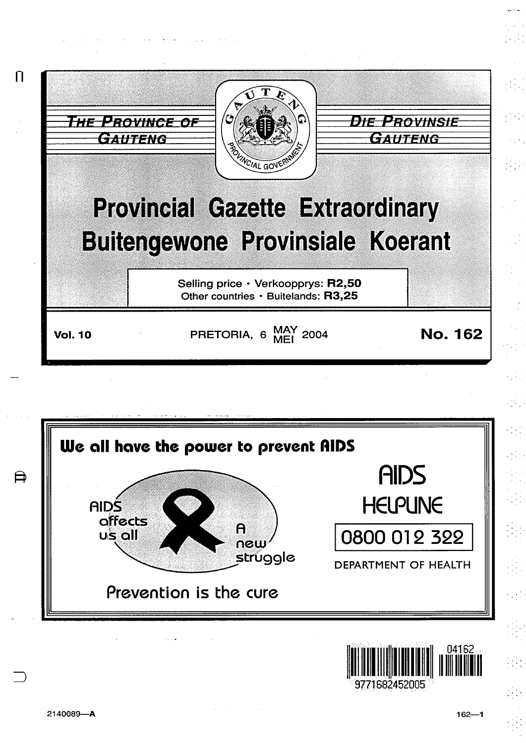THE PROVINCE OF GAUTENG

DIE PROVINSIE GAUTENG

# Provincial Gazette Extraordinary
# Buitengewone Provinsiale Koerant

Selling price · Verkoopprys: **R2,50**
Other countries · Buitelands: **R3,25**

**Vol. 10** PRETORIA, 6 MAY MEI 2004 **No. 162**

**We all have the power to prevent AIDS**

AIDS affects us all

A new struggle

Prevention is the cure

AIDS HELPLINE

0800 012 322

DEPARTMENT OF HEALTH

9771682452005 04162

2140089—A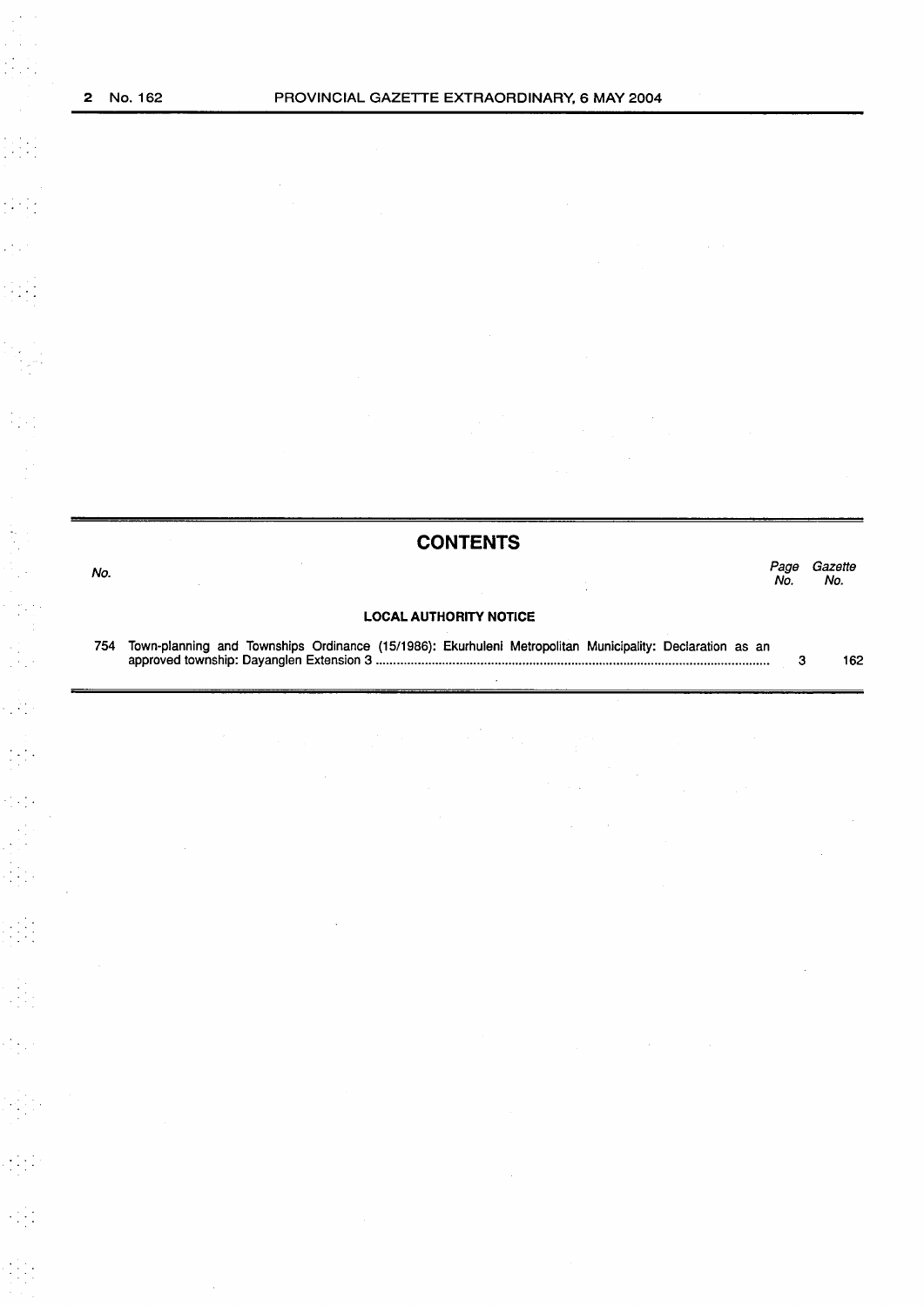# CONTENTS

| No. | | Page No. | Gazette No. |
|---|---|---|---|
| | **LOCAL AUTHORITY NOTICE** | | |
| 754 | Town-planning and Townships Ordinance (15/1986): Ekurhuleni Metropolitan Municipality: Declaration as an approved township: Dayanglen Extension 3 | 3 | 162 |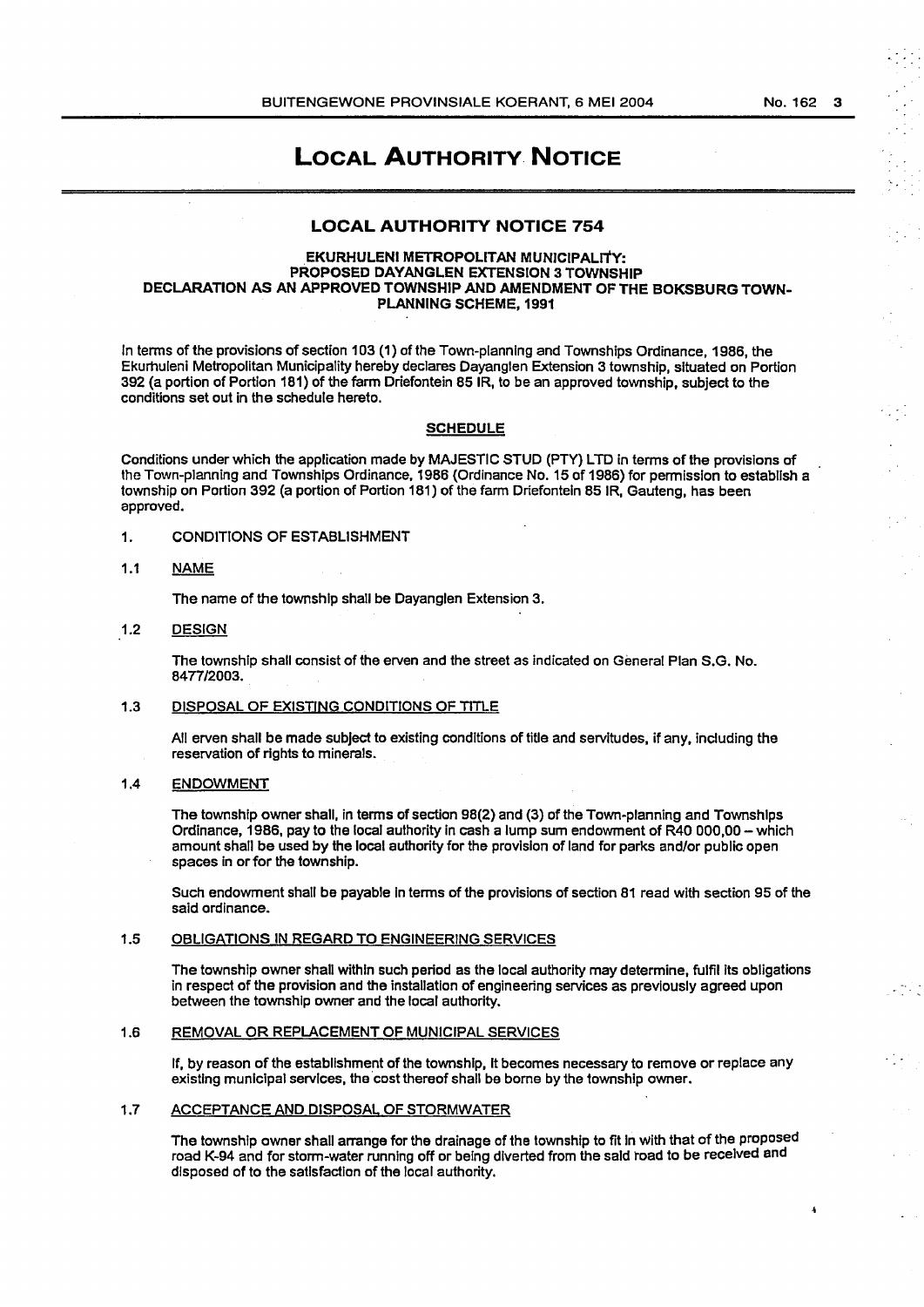# LOCAL AUTHORITY NOTICE

## LOCAL AUTHORITY NOTICE 754

### EKURHULENI METROPOLITAN MUNICIPALITY: PROPOSED DAYANGLEN EXTENSION 3 TOWNSHIP DECLARATION AS AN APPROVED TOWNSHIP AND AMENDMENT OF THE BOKSBURG TOWN-PLANNING SCHEME, 1991

In terms of the provisions of section 103 (1) of the Town-planning and Townships Ordinance, 1986, the Ekurhuleni Metropolitan Municipality hereby declares Dayanglen Extension 3 township, situated on Portion 392 (a portion of Portion 181) of the farm Driefontein 85 IR, to be an approved township, subject to the conditions set out in the schedule hereto.

**SCHEDULE**

Conditions under which the application made by MAJESTIC STUD (PTY) LTD in terms of the provisions of the Town-planning and Townships Ordinance, 1986 (Ordinance No. 15 of 1986) for permission to establish a township on Portion 392 (a portion of Portion 181) of the farm Driefontein 85 IR, Gauteng, has been approved.

1. CONDITIONS OF ESTABLISHMENT

1.1 NAME

The name of the township shall be Dayanglen Extension 3.

1.2 DESIGN

The township shall consist of the erven and the street as indicated on General Plan S.G. No. 8477/2003.

1.3 DISPOSAL OF EXISTING CONDITIONS OF TITLE

All erven shall be made subject to existing conditions of title and servitudes, if any, including the reservation of rights to minerals.

1.4 ENDOWMENT

The township owner shall, in terms of section 98(2) and (3) of the Town-planning and Townships Ordinance, 1986, pay to the local authority in cash a lump sum endowment of R40 000,00 – which amount shall be used by the local authority for the provision of land for parks and/or public open spaces in or for the township.

Such endowment shall be payable in terms of the provisions of section 81 read with section 95 of the said ordinance.

1.5 OBLIGATIONS IN REGARD TO ENGINEERING SERVICES

The township owner shall within such period as the local authority may determine, fulfil its obligations in respect of the provision and the installation of engineering services as previously agreed upon between the township owner and the local authority.

1.6 REMOVAL OR REPLACEMENT OF MUNICIPAL SERVICES

If, by reason of the establishment of the township, it becomes necessary to remove or replace any existing municipal services, the cost thereof shall be borne by the township owner.

1.7 ACCEPTANCE AND DISPOSAL OF STORMWATER

The township owner shall arrange for the drainage of the township to fit in with that of the proposed road K-94 and for storm-water running off or being diverted from the said road to be received and disposed of to the satisfaction of the local authority.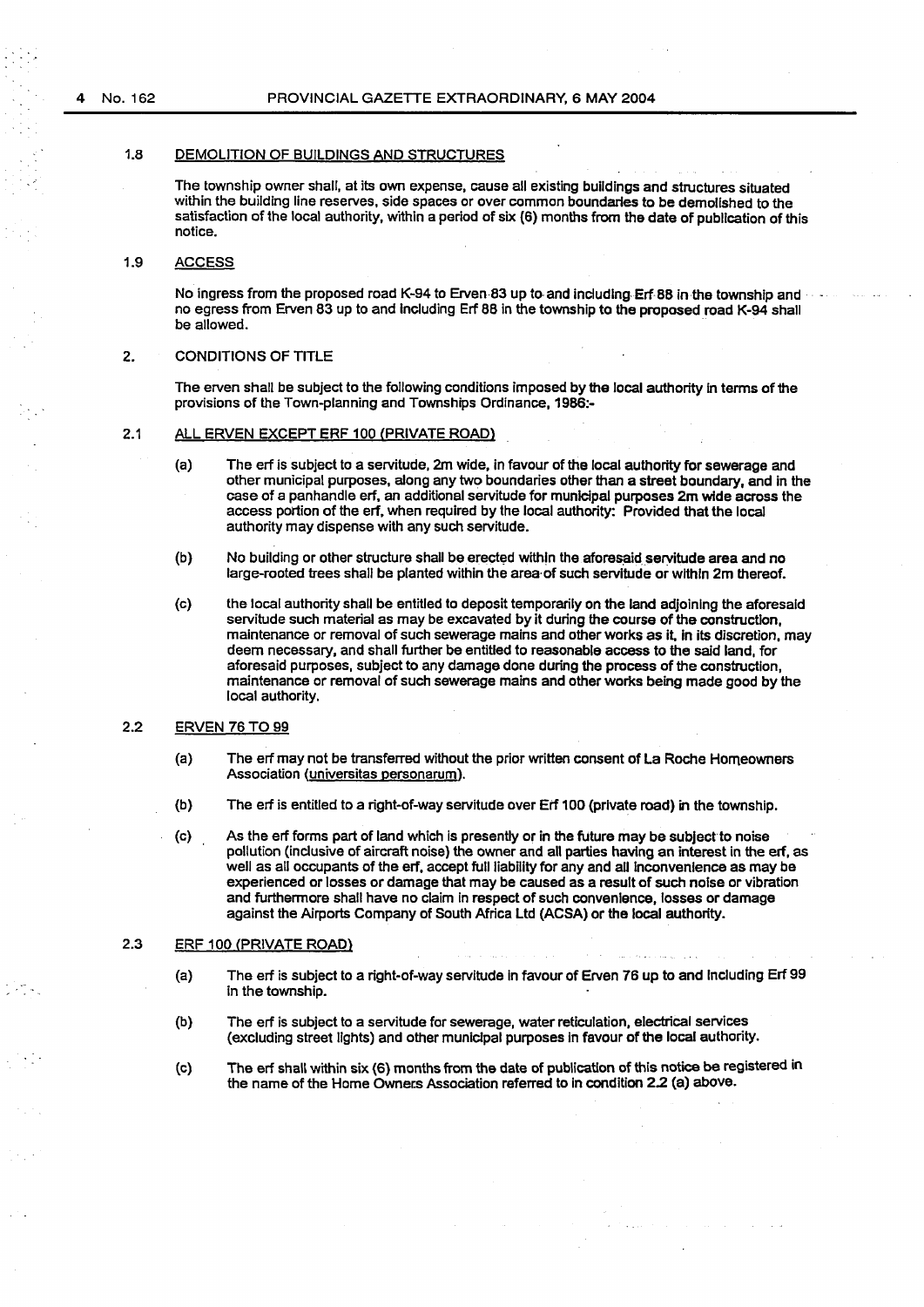1.8 DEMOLITION OF BUILDINGS AND STRUCTURES

The township owner shall, at its own expense, cause all existing buildings and structures situated within the building line reserves, side spaces or over common boundaries to be demolished to the satisfaction of the local authority, within a period of six (6) months from the date of publication of this notice.

1.9 ACCESS

No ingress from the proposed road K-94 to Erven 83 up to and including Erf 88 in the township and no egress from Erven 83 up to and including Erf 88 in the township to the proposed road K-94 shall be allowed.

2. CONDITIONS OF TITLE

The erven shall be subject to the following conditions imposed by the local authority in terms of the provisions of the Town-planning and Townships Ordinance, 1986:-

2.1 ALL ERVEN EXCEPT ERF 100 (PRIVATE ROAD)

(a) The erf is subject to a servitude, 2m wide, in favour of the local authority for sewerage and other municipal purposes, along any two boundaries other than a street boundary, and in the case of a panhandle erf, an additional servitude for municipal purposes 2m wide across the access portion of the erf, when required by the local authority: Provided that the local authority may dispense with any such servitude.

(b) No building or other structure shall be erected within the aforesaid servitude area and no large-rooted trees shall be planted within the area of such servitude or within 2m thereof.

(c) the local authority shall be entitled to deposit temporarily on the land adjoining the aforesaid servitude such material as may be excavated by it during the course of the construction, maintenance or removal of such sewerage mains and other works as it, in its discretion, may deem necessary, and shall further be entitled to reasonable access to the said land, for aforesaid purposes, subject to any damage done during the process of the construction, maintenance or removal of such sewerage mains and other works being made good by the local authority.

2.2 ERVEN 76 TO 99

(a) The erf may not be transferred without the prior written consent of La Roche Homeowners Association (universitas personarum).

(b) The erf is entitled to a right-of-way servitude over Erf 100 (private road) in the township.

(c) As the erf forms part of land which is presently or in the future may be subject to noise pollution (inclusive of aircraft noise) the owner and all parties having an interest in the erf, as well as all occupants of the erf, accept full liability for any and all inconvenience as may be experienced or losses or damage that may be caused as a result of such noise or vibration and furthermore shall have no claim in respect of such convenience, losses or damage against the Airports Company of South Africa Ltd (ACSA) or the local authority.

2.3 ERF 100 (PRIVATE ROAD)

(a) The erf is subject to a right-of-way servitude in favour of Erven 76 up to and including Erf 99 in the township.

(b) The erf is subject to a servitude for sewerage, water reticulation, electrical services (excluding street lights) and other municipal purposes in favour of the local authority.

(c) The erf shall within six (6) months from the date of publication of this notice be registered in the name of the Home Owners Association referred to in condition 2.2 (a) above.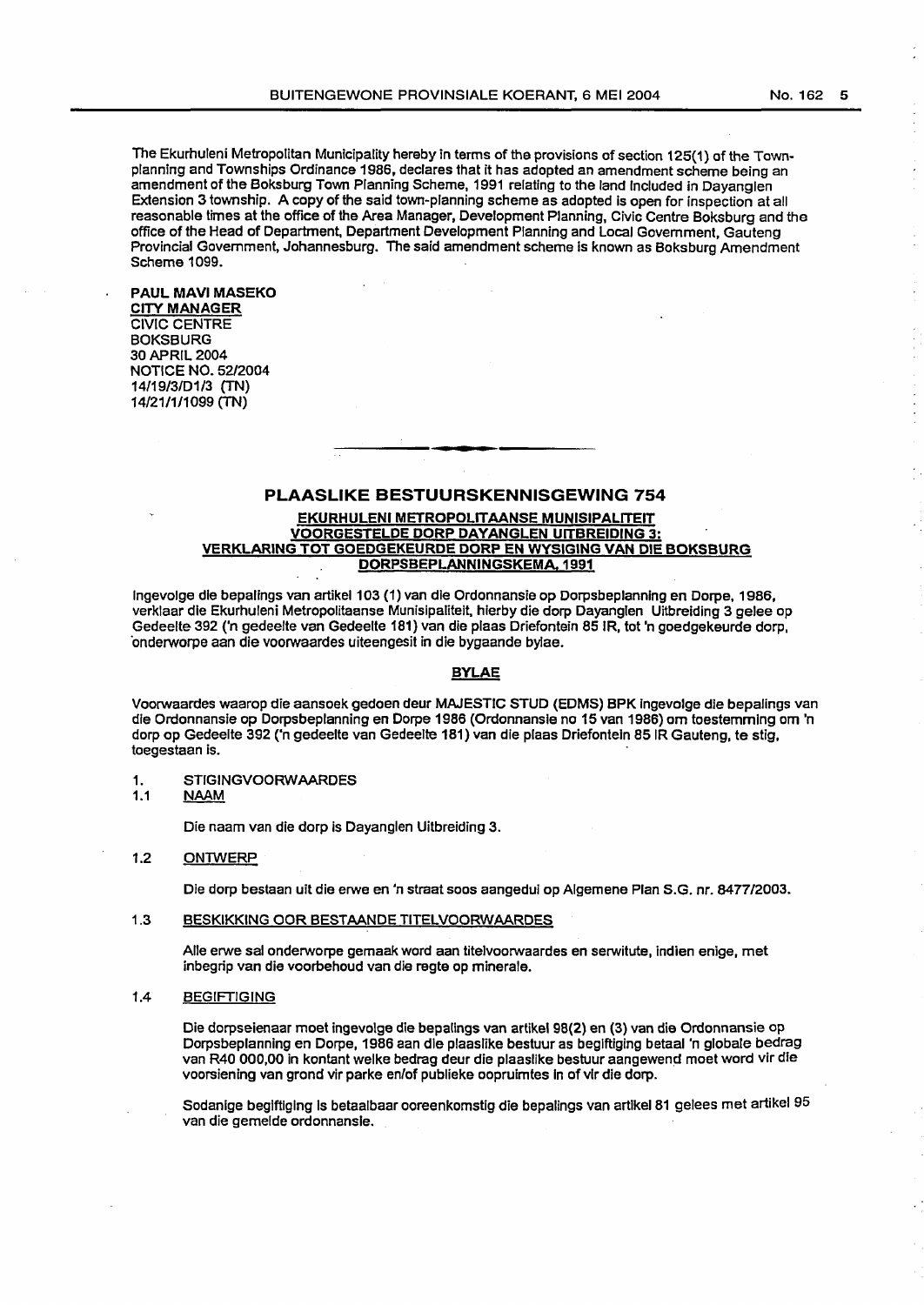The Ekurhuleni Metropolitan Municipality hereby in terms of the provisions of section 125(1) of the Town-planning and Townships Ordinance 1986, declares that it has adopted an amendment scheme being an amendment of the Boksburg Town Planning Scheme, 1991 relating to the land included in Dayanglen Extension 3 township. A copy of the said town-planning scheme as adopted is open for inspection at all reasonable times at the office of the Area Manager, Development Planning, Civic Centre Boksburg and the office of the Head of Department, Department Development Planning and Local Government, Gauteng Provincial Government, Johannesburg. The said amendment scheme is known as Boksburg Amendment Scheme 1099.

**PAUL MAVI MASEKO**
CITY MANAGER
CIVIC CENTRE
BOKSBURG
30 APRIL 2004
NOTICE NO. 52/2004
14/19/3/D1/3 (TN)
14/21/1/1099 (TN)

---

## PLAASLIKE BESTUURSKENNISGEWING 754

**EKURHULENI METROPOLITAANSE MUNISIPALITEIT**
**VOORGESTELDE DORP DAYANGLEN UITBREIDING 3:**
**VERKLARING TOT GOEDGEKEURDE DORP EN WYSIGING VAN DIE BOKSBURG DORPSBEPLANNINGSKEMA, 1991**

Ingevolge die bepalings van artikel 103 (1) van die Ordonnansie op Dorpsbeplanning en Dorpe, 1986, verklaar die Ekurhuleni Metropolitaanse Munisipaliteit, hierby die dorp Dayanglen Uitbreiding 3 gelee op Gedeelte 392 ('n gedeelte van Gedeelte 181) van die plaas Driefontein 85 IR, tot 'n goedgekeurde dorp, onderworpe aan die voorwaardes uiteengesit in die bygaande bylae.

**BYLAE**

Voorwaardes waarop die aansoek gedoen deur MAJESTIC STUD (EDMS) BPK ingevolge die bepalings van die Ordonnansie op Dorpsbeplanning en Dorpe 1986 (Ordonnansie no 15 van 1986) om toestemming om 'n dorp op Gedeelte 392 ('n gedeelte van Gedeelte 181) van die plaas Driefontein 85 IR Gauteng, te stig, toegestaan is.

1. STIGINGVOORWAARDES

1.1 NAAM

Die naam van die dorp is Dayanglen Uitbreiding 3.

1.2 ONTWERP

Die dorp bestaan uit die erwe en 'n straat soos aangedui op Algemene Plan S.G. nr. 8477/2003.

1.3 BESKIKKING OOR BESTAANDE TITELVOORWAARDES

Alle erwe sal onderworpe gemaak word aan titelvoorwaardes en serwitute, indien enige, met inbegrip van die voorbehoud van die regte op minerale.

1.4 BEGIFTIGING

Die dorpseienaar moet ingevolge die bepalings van artikel 98(2) en (3) van die Ordonnansie op Dorpsbeplanning en Dorpe, 1986 aan die plaaslike bestuur as begiftiging betaal 'n globale bedrag van R40 000,00 in kontant welke bedrag deur die plaaslike bestuur aangewend moet word vir die voorsiening van grond vir parke en/of publieke oopruimtes in of vir die dorp.

Sodanige begiftiging is betaalbaar ooreenkomstig die bepalings van artikel 81 gelees met artikel 95 van die gemelde ordonnansie.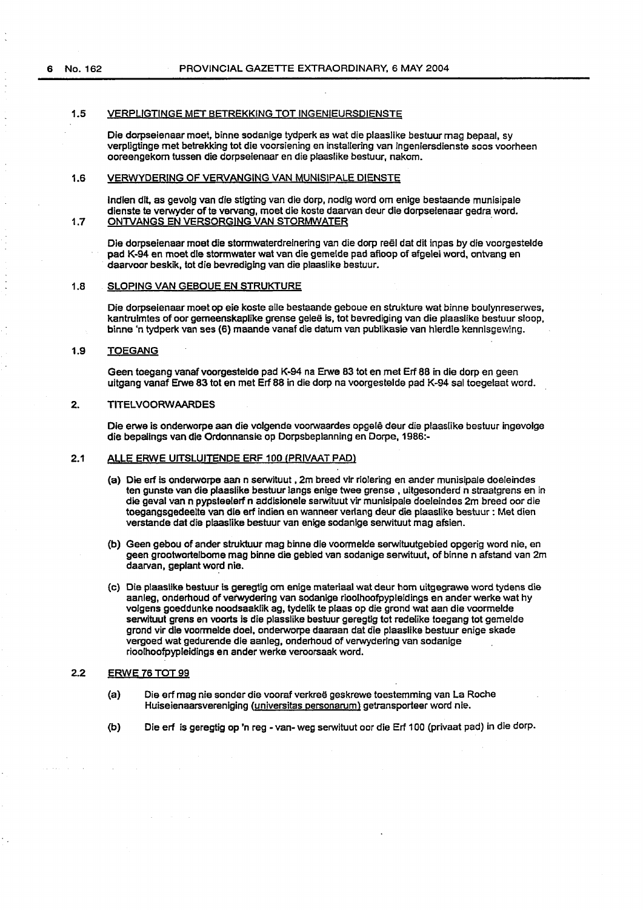### 1.5 VERPLIGTINGE MET BETREKKING TOT INGENIEURSDIENSTE

Die dorpseienaar moet, binne sodanige tydperk as wat die plaaslike bestuur mag bepaal, sy verpligtinge met betrekking tot die voorsiening en installering van ingeniersdienste soos voorheen ooreengekom tussen die dorpseienaar en die plaaslike bestuur, nakom.

### 1.6 VERWYDERING OF VERVANGING VAN MUNISIPALE DIENSTE

Indien dit, as gevolg van die stigting van die dorp, nodig word om enige bestaande munisipale dienste te verwyder of te vervang, moet die koste daarvan deur die dorpseienaar gedra word.

### 1.7 ONTVANGS EN VERSORGING VAN STORMWATER

Die dorpseienaar moet die stormwaterdreinering van die dorp reël dat dit inpas by die voorgestelde pad K-94 en moet die stormwater wat van die gemelde pad afloop of afgelei word, ontvang en daarvoor beskik, tot die bevrediging van die plaaslike bestuur.

### 1.8 SLOPING VAN GEBOUE EN STRUKTURE

Die dorpseienaar moet op eie koste alle bestaande geboue en strukture wat binne boulynreserwes, kantruimtes of oor gemeenskaplike grense geleë is, tot bevrediging van die plaaslike bestuur sloop, binne 'n tydperk van ses (6) maande vanaf die datum van publikasie van hierdie kennisgewing.

### 1.9 TOEGANG

Geen toegang vanaf voorgestelde pad K-94 na Erwe 83 tot en met Erf 88 in die dorp en geen uitgang vanaf Erwe 83 tot en met Erf 88 in die dorp na voorgestelde pad K-94 sal toegelaat word.

## 2. TITELVOORWAARDES

Die erwe is onderworpe aan die volgende voorwaardes opgelê deur die plaaslike bestuur ingevolge die bepalings van die Ordonnansie op Dorpsbeplanning en Dorpe, 1986:-

### 2.1 ALLE ERWE UITSLUITENDE ERF 100 (PRIVAAT PAD)

(a) Die erf is onderworpe aan n serwituut , 2m breed vir riolering en ander munisipale doeleindes ten gunste van die plaaslike bestuur langs enige twee grense , uitgesonderd n straatgrens en in die geval van n pypsteelerf n addisionele serwituut vir munisipale doeleindes 2m breed oor die toegangsgedeelte van die erf indien en wanneer verlang deur die plaaslike bestuur : Met dien verstande dat die plaaslike bestuur van enige sodanige serwituut mag afsien.

(b) Geen gebou of ander struktuur mag binne die voormelde serwituutgebied opgerig word nie, en geen grootwortelbome mag binne die gebied van sodanige serwituut, of binne n afstand van 2m daarvan, geplant word nie.

(c) Die plaaslike bestuur is geregtig om enige materiaal wat deur hom uitgegrawe word tydens die aanleg, onderhoud of verwydering van sodanige rioolhoofpypleidings en ander werke wat hy volgens goeddunke noodsaaklik ag, tydelik te plaas op die grond wat aan die voormelde serwituut grens en voorts is die plasslike bestuur geregtig tot redelike toegang tot gemelde grond vir die voormelde doel, onderworpe daaraan dat die plaaslike bestuur enige skade vergoed wat gedurende die aanleg, onderhoud of verwydering van sodanige rioolhoofpypleidings en ander werke veroorsaak word.

### 2.2 ERWE 76 TOT 99

(a) Die erf mag nie sonder die vooraf verkreë geskrewe toestemming van La Roche Huiseienaarsvereniging (universitas personarum) getransporteer word nie.

(b) Die erf is geregtig op 'n reg - van- weg serwituut oor die Erf 100 (privaat pad) in die dorp.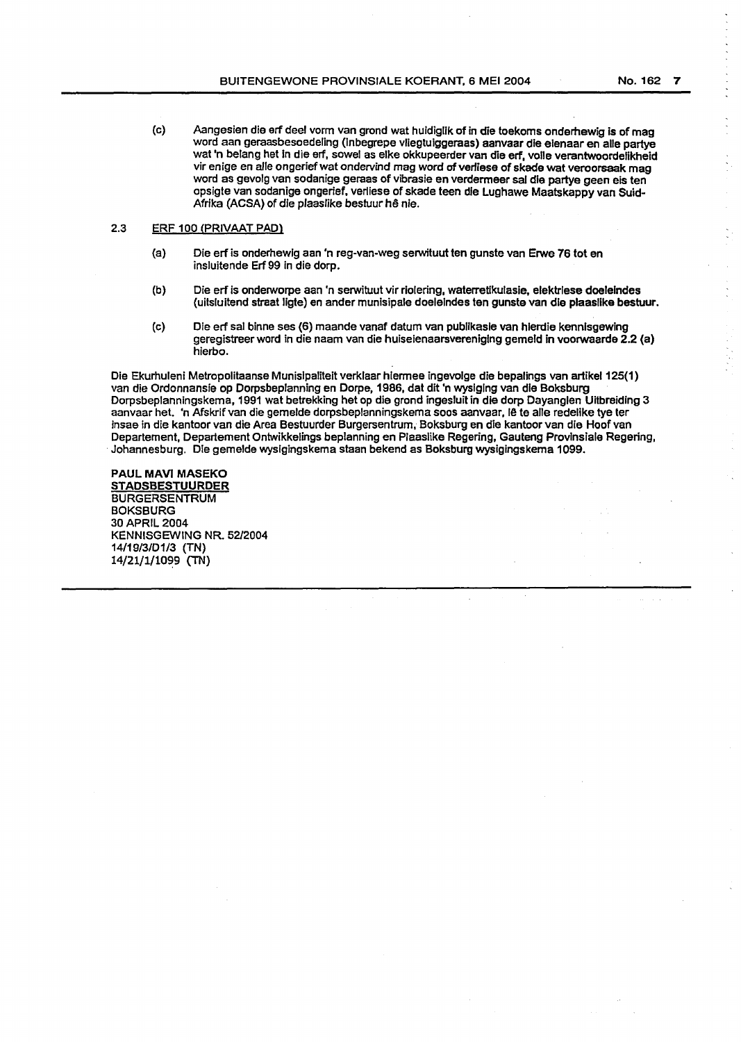(c) Aangesien die erf deel vorm van grond wat huidiglik of in die toekoms onderhewig is of mag word aan geraasbesoedeling (inbegrepe vliegtuiggeraas) aanvaar die eienaar en alle partye wat 'n belang het in die erf, sowel as elke okkupeerder van die erf, volle verantwoordelikheid vir enige en alle ongerief wat ondervind mag word of verliese of skade wat veroorsaak mag word as gevolg van sodanige geraas of vibrasie en verdermeer sal die partye geen eis ten opsigte van sodanige ongerief, verliese of skade teen die Lughawe Maatskappy van Suid-Afrika (ACSA) of die plaaslike bestuur hê nie.

2.3 <u>ERF 100 (PRIVAAT PAD)</u>

(a) Die erf is onderhewig aan 'n reg-van-weg serwituut ten gunste van Erwe 76 tot en insluitende Erf 99 in die dorp.

(b) Die erf is onderworpe aan 'n serwituut vir riolering, waterretikulasie, elektriese doeleindes (uitsluitend straat ligte) en ander munisipale doeleindes ten gunste van die plaaslike bestuur.

(c) Die erf sal binne ses (6) maande vanaf datum van publikasie van hierdie kennisgewing geregistreer word in die naam van die huiseienaarsvereniging gemeld in voorwaarde 2.2 (a) hierbo.

Die Ekurhuleni Metropolitaanse Munisipaliteit verklaar hiermee ingevolge die bepalings van artikel 125(1) van die Ordonnansie op Dorpsbeplanning en Dorpe, 1986, dat dit 'n wysiging van die Boksburg Dorpsbeplanningskema, 1991 wat betrekking het op die grond ingesluit in die dorp Dayanglen Uitbreiding 3 aanvaar het. 'n Afskrif van die gemelde dorpsbeplanningskema soos aanvaar, lê te alle redelike tye ter insae in die kantoor van die Area Bestuurder Burgersentrum, Boksburg en die kantoor van die Hoof van Departement, Departement Ontwikkelings beplanning en Plaaslike Regering, Gauteng Provinsiale Regering, Johannesburg. Die gemelde wysigingskema staan bekend as Boksburg wysigingskema 1099.

**PAUL MAVI MASEKO**
**<u>STADSBESTUURDER</u>**
BURGERSENTRUM
BOKSBURG
30 APRIL 2004
KENNISGEWING NR. 52/2004
14/19/3/D1/3 (TN)
14/21/1/1099 (TN)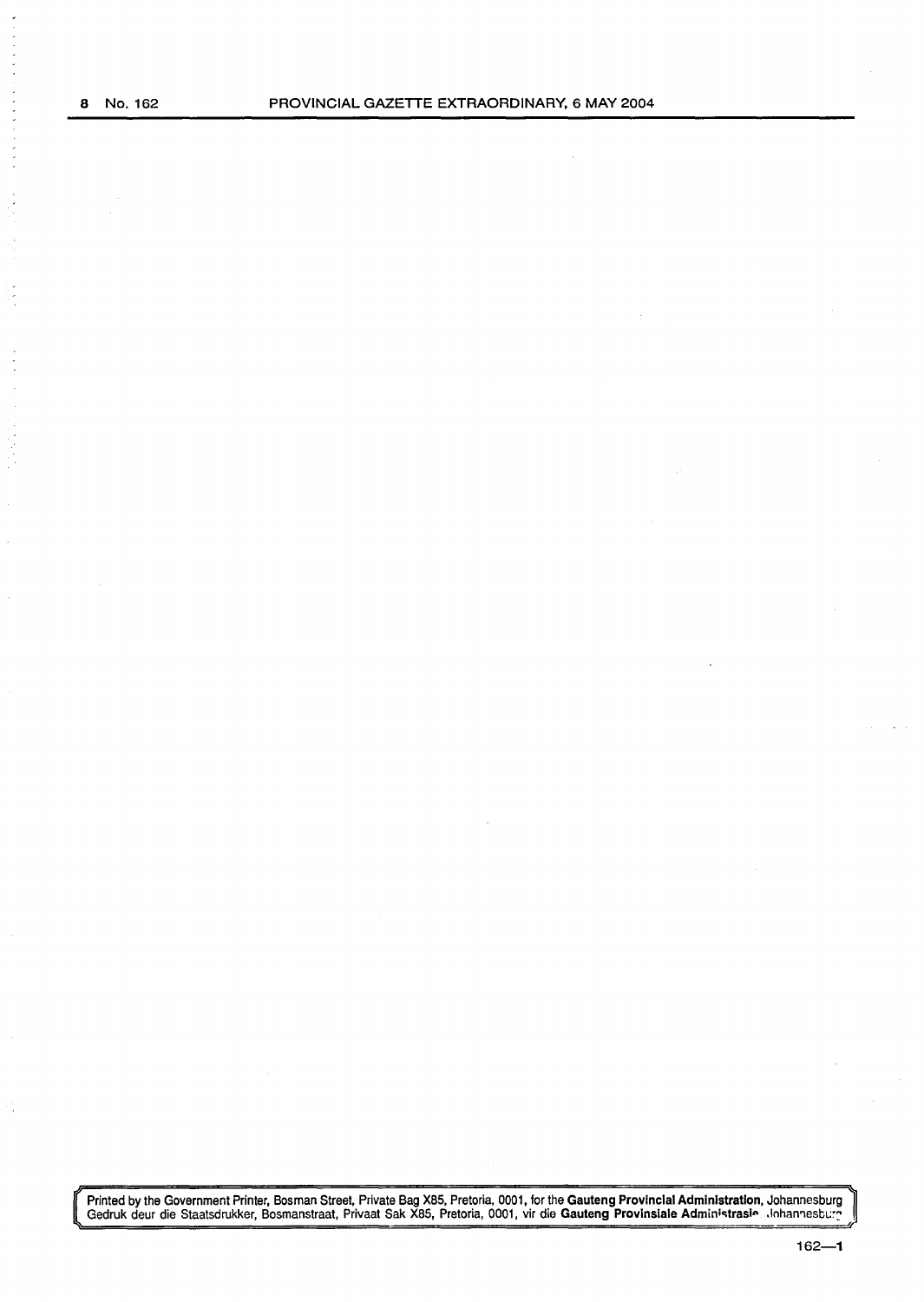Printed by the Government Printer, Bosman Street, Private Bag X85, Pretoria, 0001, for the **Gauteng Provincial Administration**, Johannesburg
Gedruk deur die Staatsdrukker, Bosmanstraat, Privaat Sak X85, Pretoria, 0001, vir die **Gauteng Provinsiale Administrasie**, Johannesburg

162—1